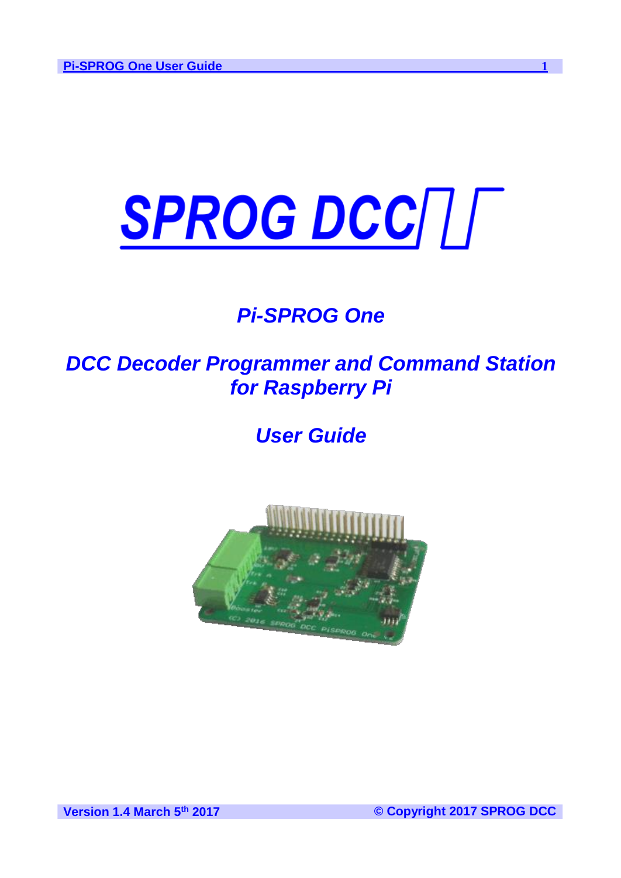# SPROG DCC

## *Pi-SPROG One*

## *DCC Decoder Programmer and Command Station for Raspberry Pi*

## *User Guide*

**Version 1.4 March 5th 2017** **© Copyright 2017 SPROG DCC**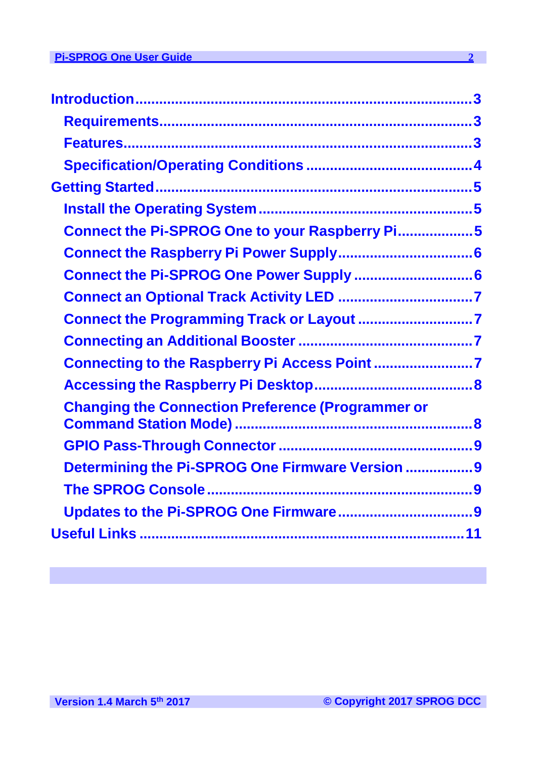Introduction.....................................................................................3

- Requirements...............................................................................3
- Features........................................................................................3
- Specification/Operating Conditions ..........................................4

Getting Started...............................................................................5

- Install the Operating System.......................................................5
- Connect the Pi-SPROG One to your Raspberry Pi....................5
- Connect the Raspberry Pi Power Supply...................................6
- Connect the Pi-SPROG One Power Supply ...............................6
- Connect an Optional Track Activity LED ...................................7
- Connect the Programming Track or Layout ..............................7
- Connecting an Additional Booster .............................................7
- Connecting to the Raspberry Pi Access Point ..........................7
- Accessing the Raspberry Pi Desktop.........................................8
- Changing the Connection Preference (Programmer or Command Station Mode) ..........................................................8
- GPIO Pass-Through Connector ..................................................9
- Determining the Pi-SPROG One Firmware Version ..................9
- The SPROG Console ...................................................................9
- Updates to the Pi-SPROG One Firmware...................................9

Useful Links ...................................................................................11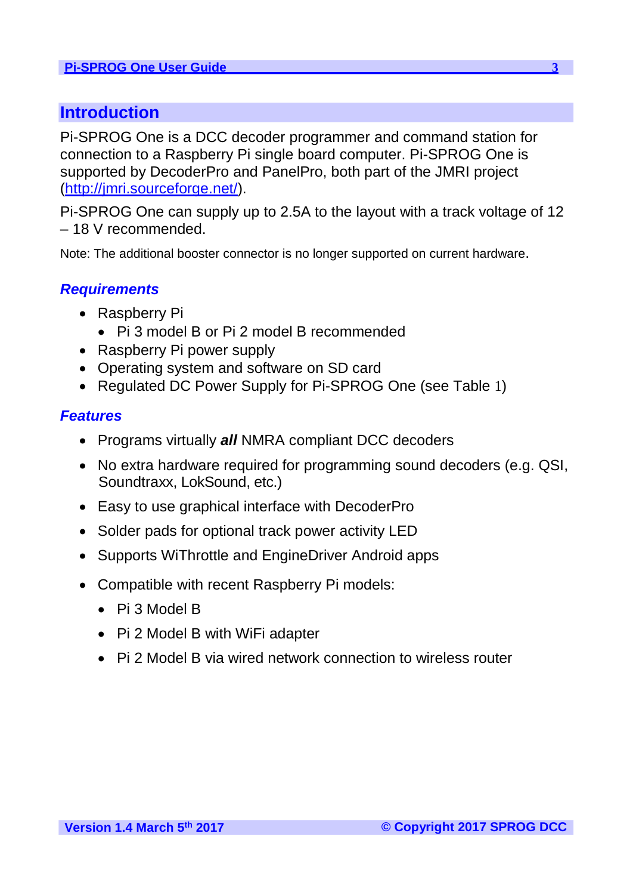# Introduction

Pi-SPROG One is a DCC decoder programmer and command station for connection to a Raspberry Pi single board computer. Pi-SPROG One is supported by DecoderPro and PanelPro, both part of the JMRI project ([http://jmri.sourceforge.net/](http://jmri.sourceforge.net/)).

Pi-SPROG One can supply up to 2.5A to the layout with a track voltage of 12 – 18 V recommended.

Note: The additional booster connector is no longer supported on current hardware.

## *Requirements*

- Raspberry Pi
  - Pi 3 model B or Pi 2 model B recommended
- Raspberry Pi power supply
- Operating system and software on SD card
- Regulated DC Power Supply for Pi-SPROG One (see Table 1)

## *Features*

- Programs virtually ***all*** NMRA compliant DCC decoders
- No extra hardware required for programming sound decoders (e.g. QSI, Soundtraxx, LokSound, etc.)
- Easy to use graphical interface with DecoderPro
- Solder pads for optional track power activity LED
- Supports WiThrottle and EngineDriver Android apps
- Compatible with recent Raspberry Pi models:
  - Pi 3 Model B
  - Pi 2 Model B with WiFi adapter
  - Pi 2 Model B via wired network connection to wireless router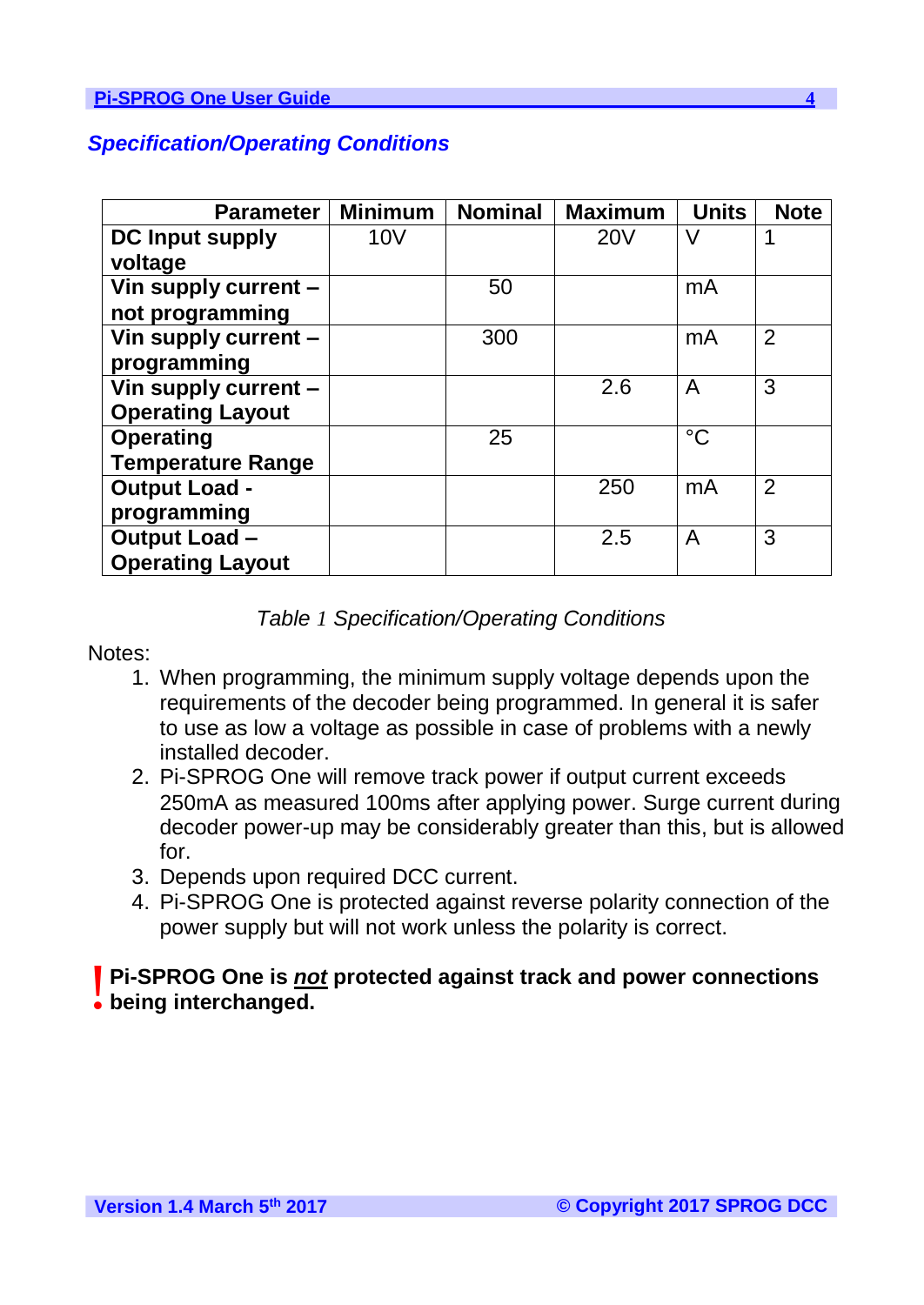## Specification/Operating Conditions

| Parameter | Minimum | Nominal | Maximum | Units | Note |
|---|---|---|---|---|---|
| **DC Input supply voltage** | 10V | | 20V | V | 1 |
| **Vin supply current – not programming** | | 50 | | mA | |
| **Vin supply current – programming** | | 300 | | mA | 2 |
| **Vin supply current – Operating Layout** | | | 2.6 | A | 3 |
| **Operating Temperature Range** | | 25 | | °C | |
| **Output Load - programming** | | | 250 | mA | 2 |
| **Output Load – Operating Layout** | | | 2.5 | A | 3 |

*Table 1 Specification/Operating Conditions*

Notes:

1. When programming, the minimum supply voltage depends upon the requirements of the decoder being programmed. In general it is safer to use as low a voltage as possible in case of problems with a newly installed decoder.
2. Pi-SPROG One will remove track power if output current exceeds 250mA as measured 100ms after applying power. Surge current during decoder power-up may be considerably greater than this, but is allowed for.
3. Depends upon required DCC current.
4. Pi-SPROG One is protected against reverse polarity connection of the power supply but will not work unless the polarity is correct.

**! Pi-SPROG One is *not* protected against track and power connections being interchanged.**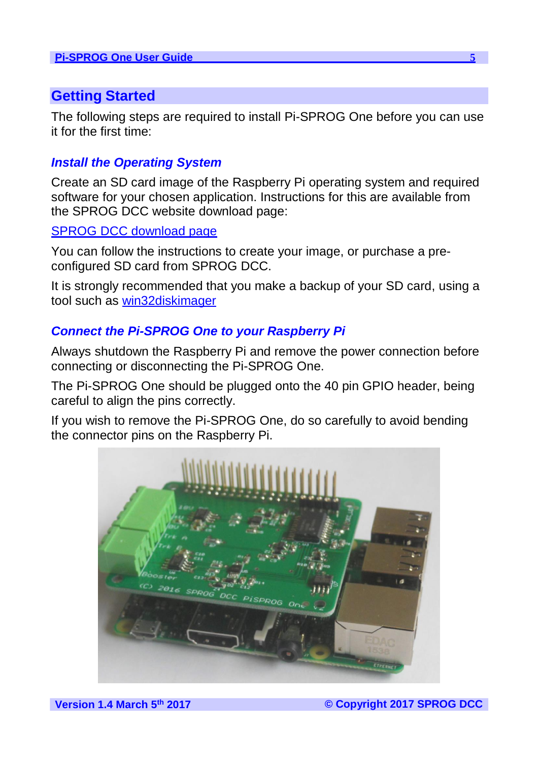## Getting Started

The following steps are required to install Pi-SPROG One before you can use it for the first time:

### *Install the Operating System*

Create an SD card image of the Raspberry Pi operating system and required software for your chosen application. Instructions for this are available from the SPROG DCC website download page:

SPROG DCC download page

You can follow the instructions to create your image, or purchase a pre-configured SD card from SPROG DCC.

It is strongly recommended that you make a backup of your SD card, using a tool such as win32diskimager

### *Connect the Pi-SPROG One to your Raspberry Pi*

Always shutdown the Raspberry Pi and remove the power connection before connecting or disconnecting the Pi-SPROG One.

The Pi-SPROG One should be plugged onto the 40 pin GPIO header, being careful to align the pins correctly.

If you wish to remove the Pi-SPROG One, do so carefully to avoid bending the connector pins on the Raspberry Pi.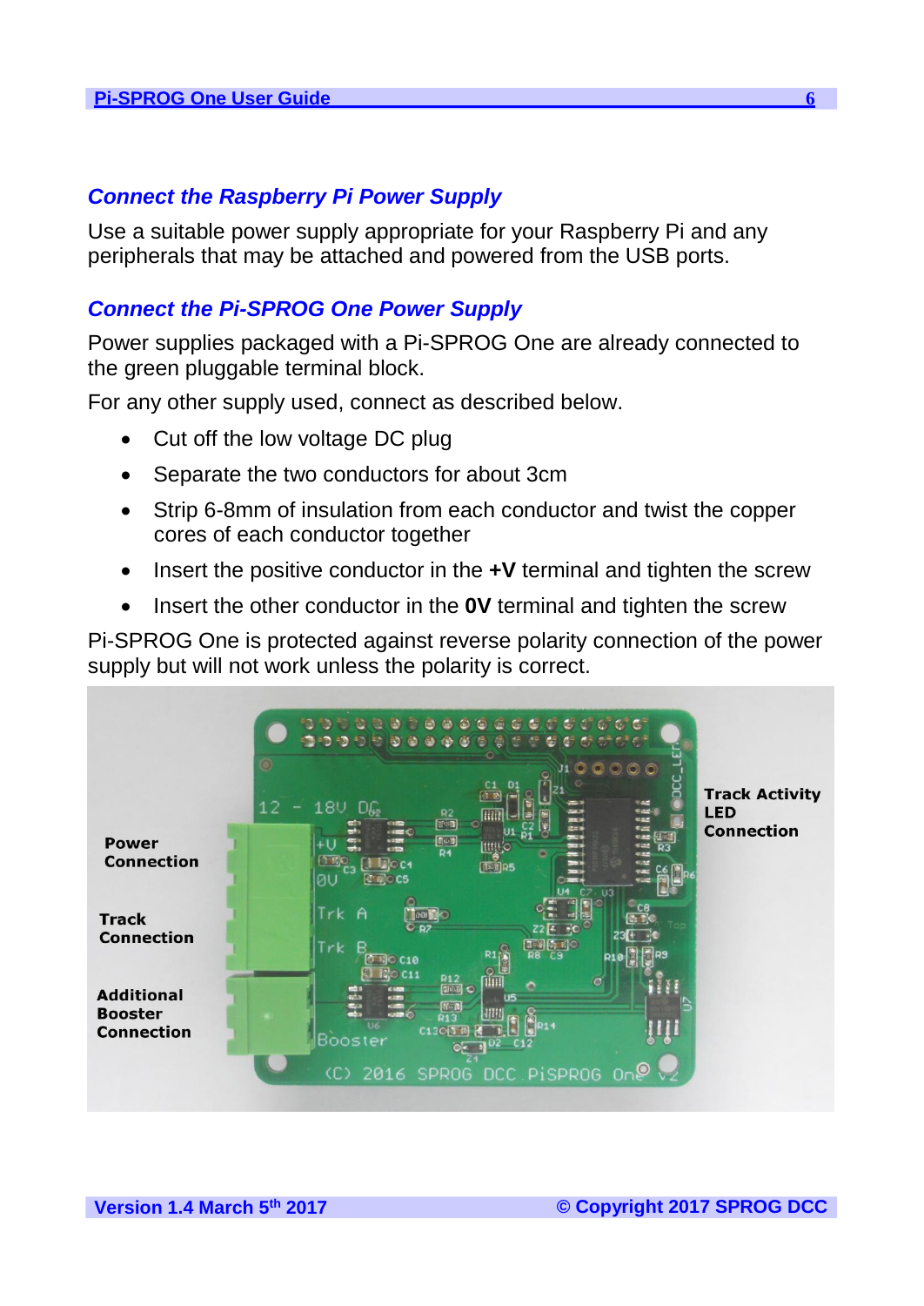## Connect the Raspberry Pi Power Supply

Use a suitable power supply appropriate for your Raspberry Pi and any peripherals that may be attached and powered from the USB ports.

## Connect the Pi-SPROG One Power Supply

Power supplies packaged with a Pi-SPROG One are already connected to the green pluggable terminal block.

For any other supply used, connect as described below.

- Cut off the low voltage DC plug
- Separate the two conductors for about 3cm
- Strip 6-8mm of insulation from each conductor and twist the copper cores of each conductor together
- Insert the positive conductor in the **+V** terminal and tighten the screw
- Insert the other conductor in the **0V** terminal and tighten the screw

Pi-SPROG One is protected against reverse polarity connection of the power supply but will not work unless the polarity is correct.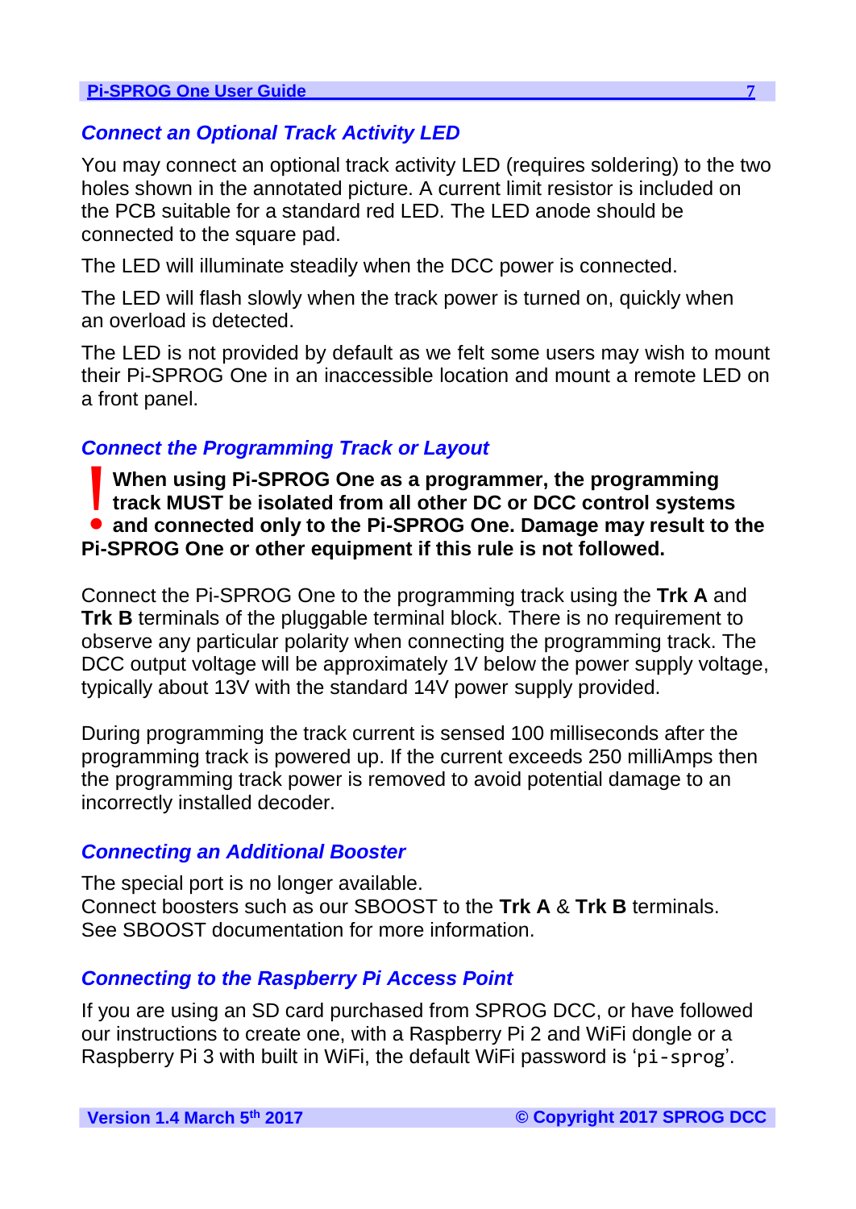## Connect an Optional Track Activity LED

You may connect an optional track activity LED (requires soldering) to the two holes shown in the annotated picture. A current limit resistor is included on the PCB suitable for a standard red LED. The LED anode should be connected to the square pad.

The LED will illuminate steadily when the DCC power is connected.

The LED will flash slowly when the track power is turned on, quickly when an overload is detected.

The LED is not provided by default as we felt some users may wish to mount their Pi-SPROG One in an inaccessible location and mount a remote LED on a front panel.

## Connect the Programming Track or Layout

**! When using Pi-SPROG One as a programmer, the programming track MUST be isolated from all other DC or DCC control systems and connected only to the Pi-SPROG One. Damage may result to the Pi-SPROG One or other equipment if this rule is not followed.**

Connect the Pi-SPROG One to the programming track using the **Trk A** and **Trk B** terminals of the pluggable terminal block. There is no requirement to observe any particular polarity when connecting the programming track. The DCC output voltage will be approximately 1V below the power supply voltage, typically about 13V with the standard 14V power supply provided.

During programming the track current is sensed 100 milliseconds after the programming track is powered up. If the current exceeds 250 milliAmps then the programming track power is removed to avoid potential damage to an incorrectly installed decoder.

## Connecting an Additional Booster

The special port is no longer available.
Connect boosters such as our SBOOST to the **Trk A** & **Trk B** terminals.
See SBOOST documentation for more information.

## Connecting to the Raspberry Pi Access Point

If you are using an SD card purchased from SPROG DCC, or have followed our instructions to create one, with a Raspberry Pi 2 and WiFi dongle or a Raspberry Pi 3 with built in WiFi, the default WiFi password is '`pi-sprog`'.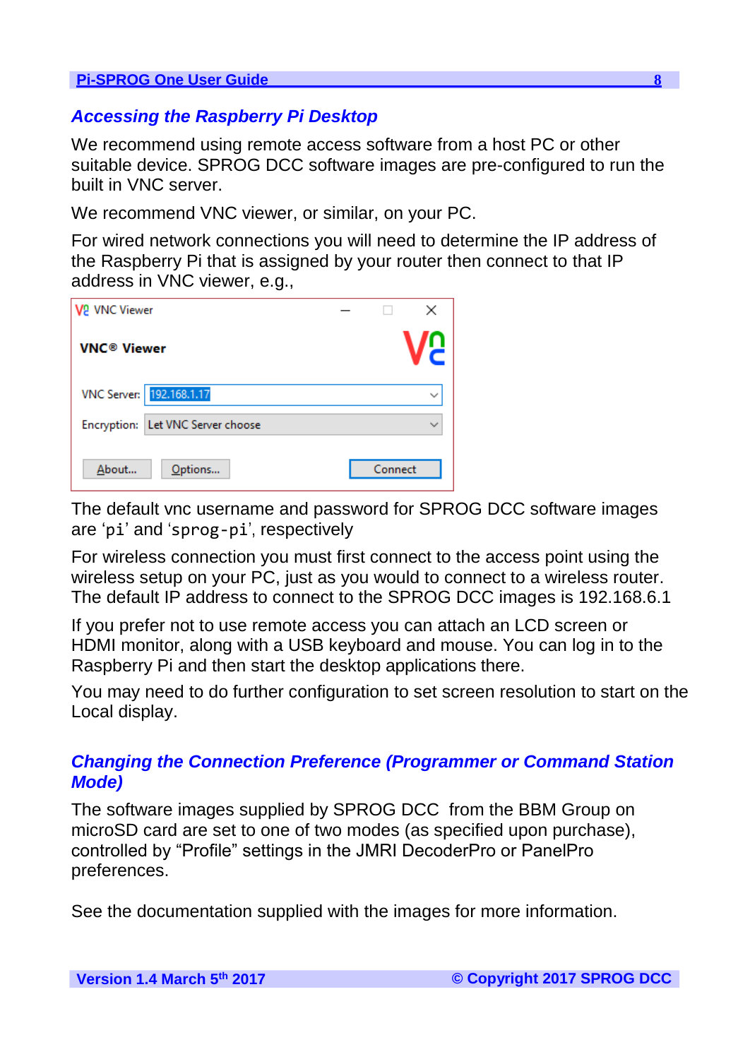## Accessing the Raspberry Pi Desktop

We recommend using remote access software from a host PC or other suitable device. SPROG DCC software images are pre-configured to run the built in VNC server.

We recommend VNC viewer, or similar, on your PC.

For wired network connections you will need to determine the IP address of the Raspberry Pi that is assigned by your router then connect to that IP address in VNC viewer, e.g.,

The default vnc username and password for SPROG DCC software images are ‘`pi`’ and ‘`sprog-pi`’, respectively

For wireless connection you must first connect to the access point using the wireless setup on your PC, just as you would to connect to a wireless router. The default IP address to connect to the SPROG DCC images is 192.168.6.1

If you prefer not to use remote access you can attach an LCD screen or HDMI monitor, along with a USB keyboard and mouse. You can log in to the Raspberry Pi and then start the desktop applications there.

You may need to do further configuration to set screen resolution to start on the Local display.

## Changing the Connection Preference (Programmer or Command Station Mode)

The software images supplied by SPROG DCC from the BBM Group on microSD card are set to one of two modes (as specified upon purchase), controlled by “Profile” settings in the JMRI DecoderPro or PanelPro preferences.

See the documentation supplied with the images for more information.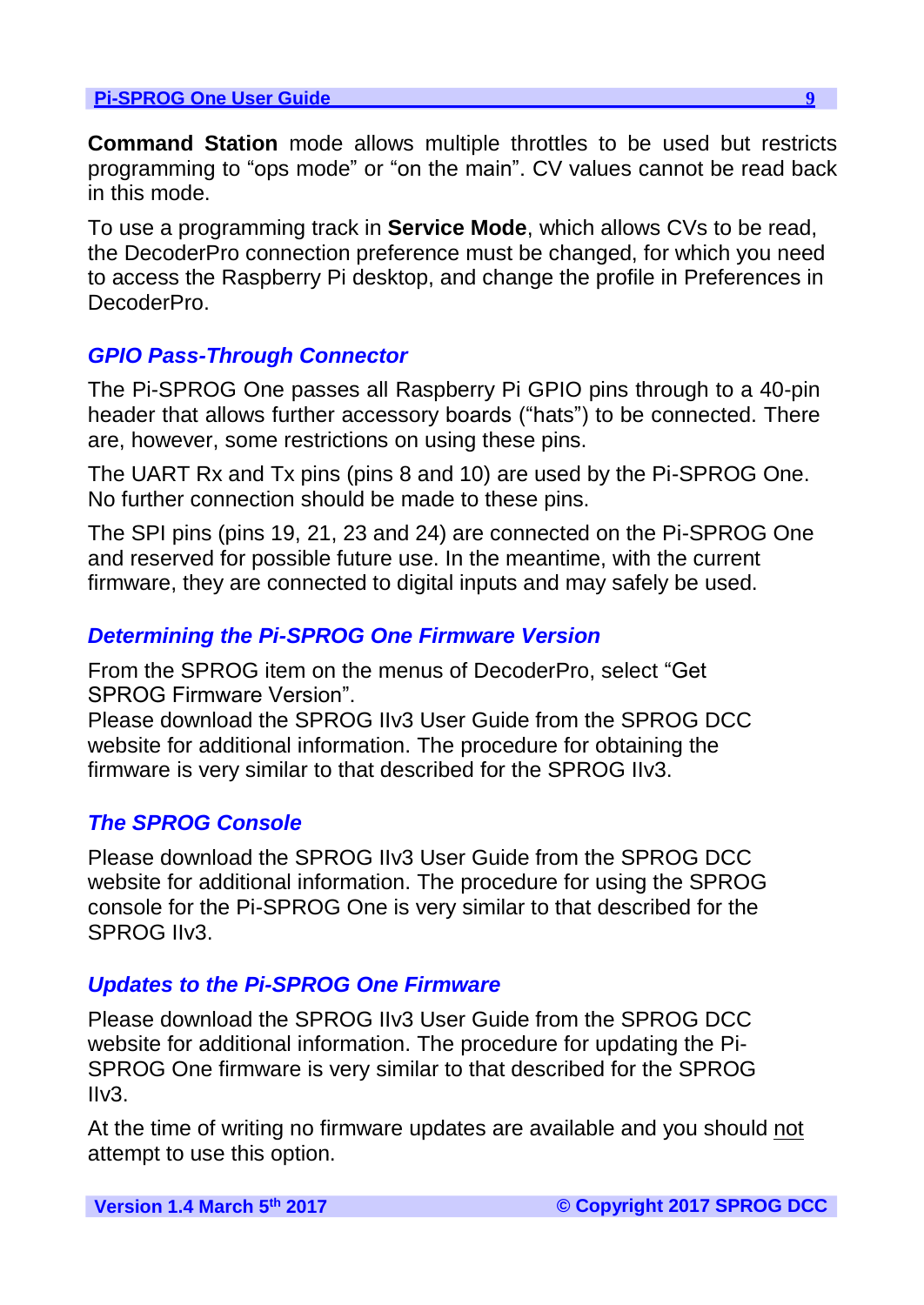**Command Station** mode allows multiple throttles to be used but restricts programming to “ops mode” or “on the main”. CV values cannot be read back in this mode.

To use a programming track in **Service Mode**, which allows CVs to be read, the DecoderPro connection preference must be changed, for which you need to access the Raspberry Pi desktop, and change the profile in Preferences in DecoderPro.

### *GPIO Pass-Through Connector*

The Pi-SPROG One passes all Raspberry Pi GPIO pins through to a 40-pin header that allows further accessory boards (“hats”) to be connected. There are, however, some restrictions on using these pins.

The UART Rx and Tx pins (pins 8 and 10) are used by the Pi-SPROG One. No further connection should be made to these pins.

The SPI pins (pins 19, 21, 23 and 24) are connected on the Pi-SPROG One and reserved for possible future use. In the meantime, with the current firmware, they are connected to digital inputs and may safely be used.

### *Determining the Pi-SPROG One Firmware Version*

From the SPROG item on the menus of DecoderPro, select “Get SPROG Firmware Version”.
Please download the SPROG IIv3 User Guide from the SPROG DCC website for additional information. The procedure for obtaining the firmware is very similar to that described for the SPROG IIv3.

### *The SPROG Console*

Please download the SPROG IIv3 User Guide from the SPROG DCC website for additional information. The procedure for using the SPROG console for the Pi-SPROG One is very similar to that described for the SPROG IIv3.

### *Updates to the Pi-SPROG One Firmware*

Please download the SPROG IIv3 User Guide from the SPROG DCC website for additional information. The procedure for updating the Pi-SPROG One firmware is very similar to that described for the SPROG IIv3.

At the time of writing no firmware updates are available and you should not attempt to use this option.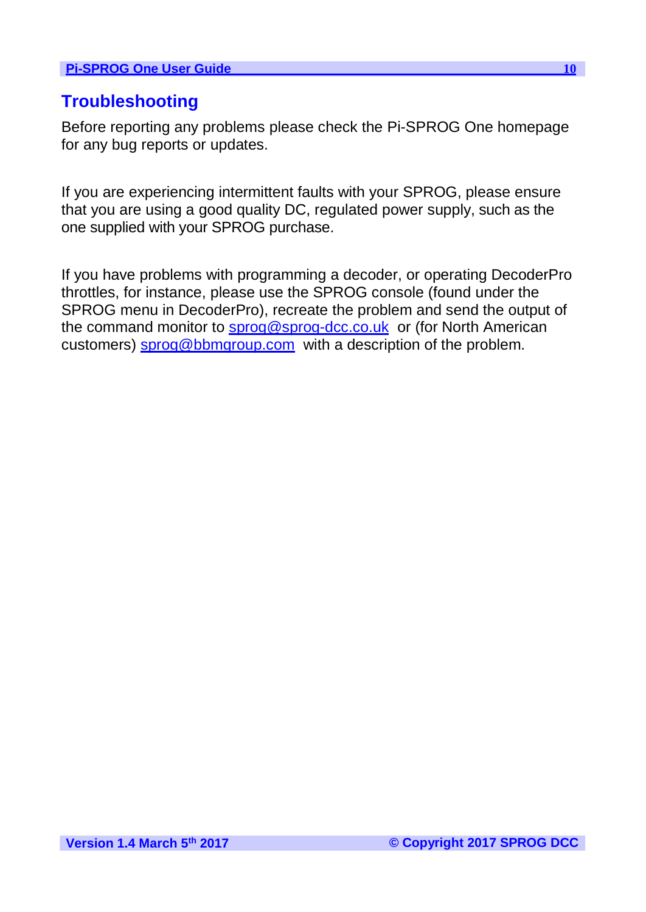# Troubleshooting

Before reporting any problems please check the Pi-SPROG One homepage for any bug reports or updates.

If you are experiencing intermittent faults with your SPROG, please ensure that you are using a good quality DC, regulated power supply, such as the one supplied with your SPROG purchase.

If you have problems with programming a decoder, or operating DecoderPro throttles, for instance, please use the SPROG console (found under the SPROG menu in DecoderPro), recreate the problem and send the output of the command monitor to sprog@sprog-dcc.co.uk or (for North American customers) sprog@bbmgroup.com with a description of the problem.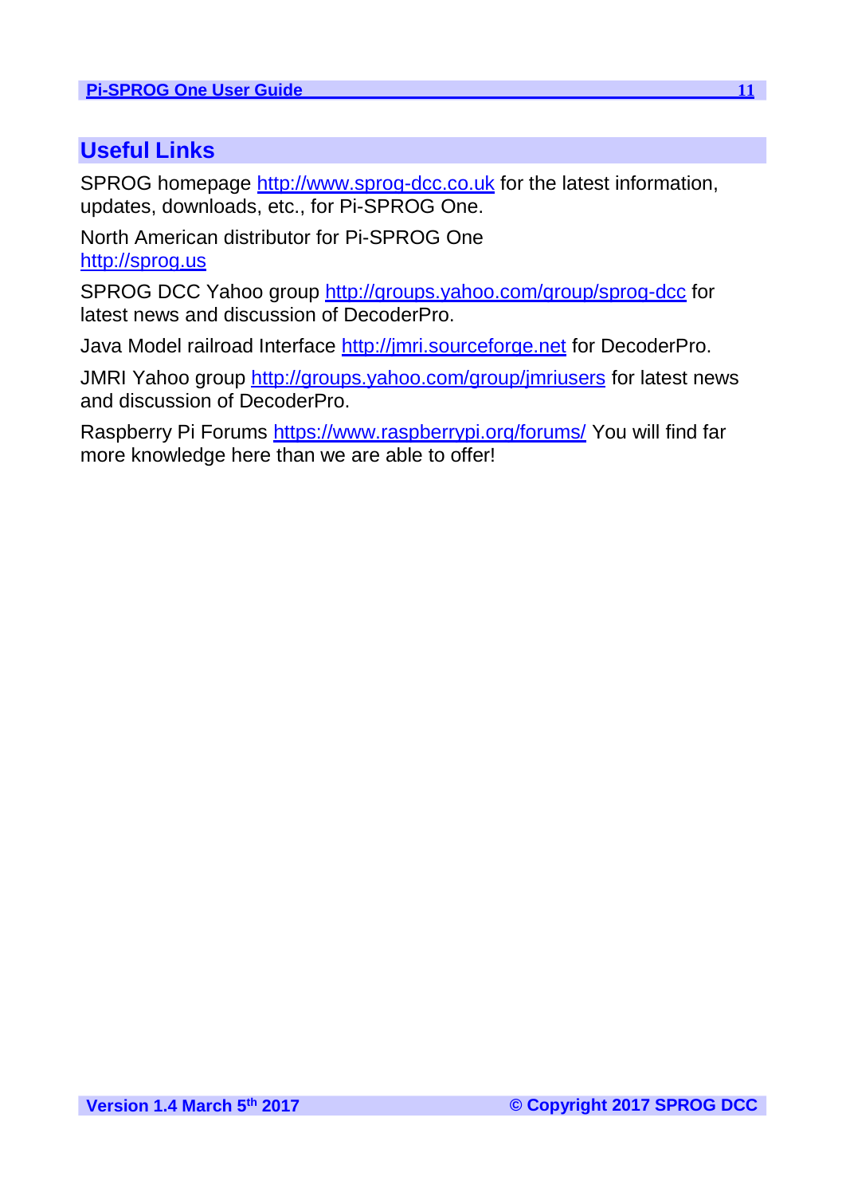## Useful Links

SPROG homepage http://www.sprog-dcc.co.uk for the latest information, updates, downloads, etc., for Pi-SPROG One.

North American distributor for Pi-SPROG One http://sprog.us

SPROG DCC Yahoo group http://groups.yahoo.com/group/sprog-dcc for latest news and discussion of DecoderPro.

Java Model railroad Interface http://jmri.sourceforge.net for DecoderPro.

JMRI Yahoo group http://groups.yahoo.com/group/jmriusers for latest news and discussion of DecoderPro.

Raspberry Pi Forums https://www.raspberrypi.org/forums/ You will find far more knowledge here than we are able to offer!